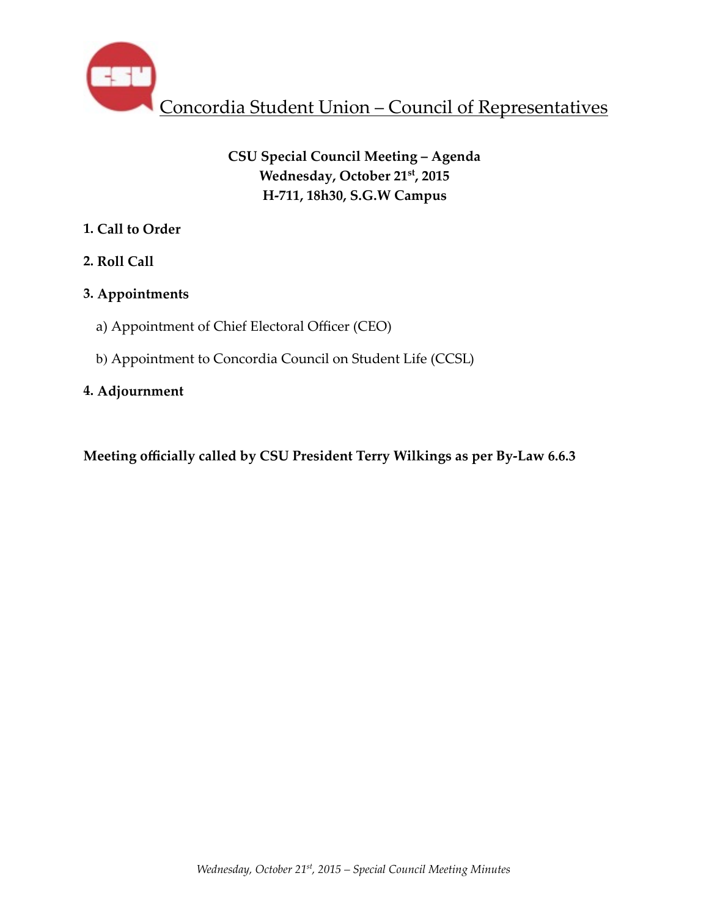# Concordia Student Union – Council of Representatives

**CSU Special Council Meeting – Agenda**
**Wednesday, October 21st, 2015**
**H-711, 18h30, S.G.W Campus**

**1. Call to Order**

**2. Roll Call**

**3. Appointments**

a) Appointment of Chief Electoral Officer (CEO)

b) Appointment to Concordia Council on Student Life (CCSL)

**4. Adjournment**

**Meeting officially called by CSU President Terry Wilkings as per By-Law 6.6.3**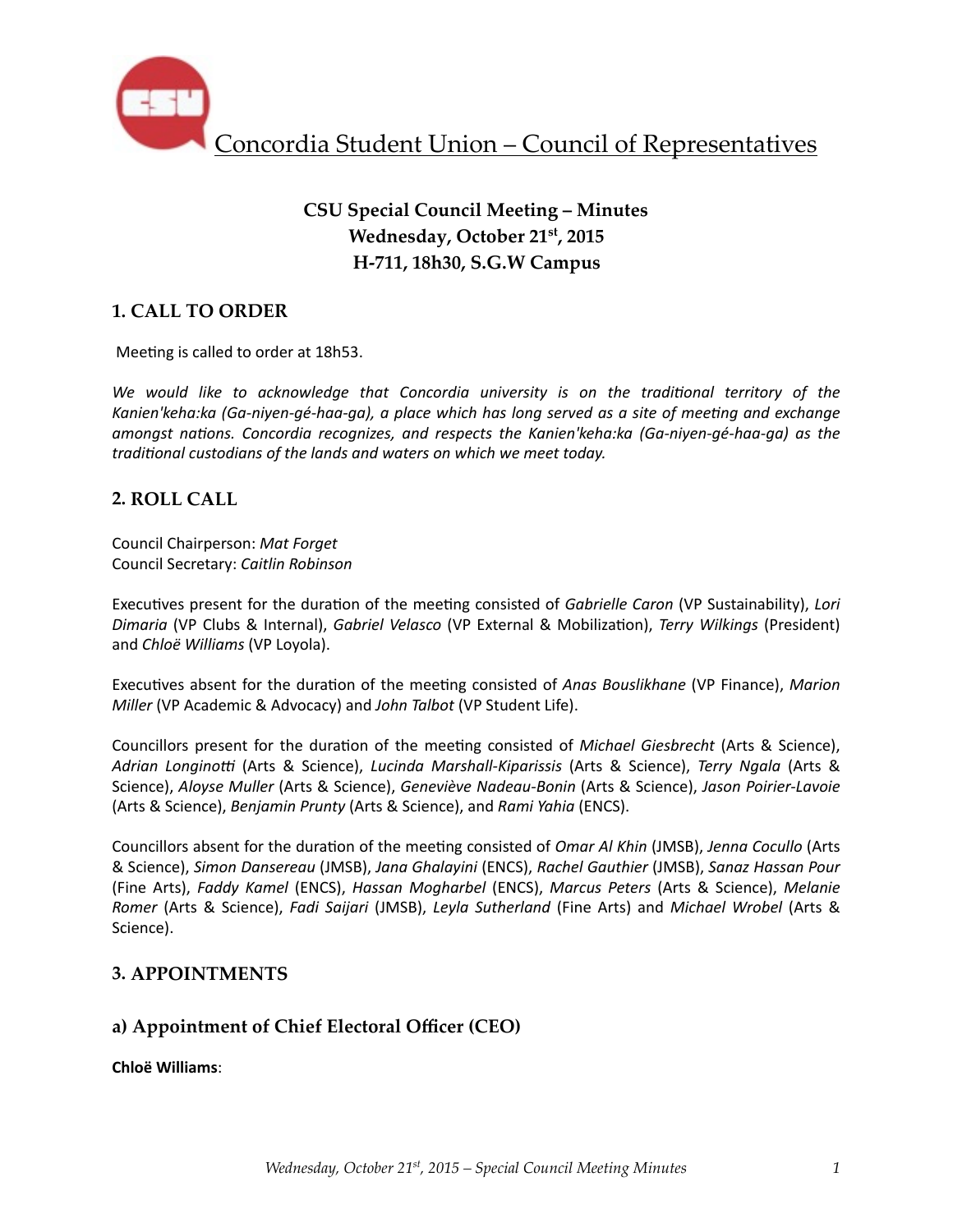Concordia Student Union – Council of Representatives

**CSU Special Council Meeting – Minutes**
**Wednesday, October 21st, 2015**
**H-711, 18h30, S.G.W Campus**

## 1. CALL TO ORDER

Meeting is called to order at 18h53.

*We would like to acknowledge that Concordia university is on the traditional territory of the Kanien'keha:ka (Ga-niyen-gé-haa-ga), a place which has long served as a site of meeting and exchange amongst nations. Concordia recognizes, and respects the Kanien'keha:ka (Ga-niyen-gé-haa-ga) as the traditional custodians of the lands and waters on which we meet today.*

## 2. ROLL CALL

Council Chairperson: *Mat Forget*
Council Secretary: *Caitlin Robinson*

Executives present for the duration of the meeting consisted of *Gabrielle Caron* (VP Sustainability), *Lori Dimaria* (VP Clubs & Internal), *Gabriel Velasco* (VP External & Mobilization), *Terry Wilkings* (President) and *Chloë Williams* (VP Loyola).

Executives absent for the duration of the meeting consisted of *Anas Bouslikhane* (VP Finance), *Marion Miller* (VP Academic & Advocacy) and *John Talbot* (VP Student Life).

Councillors present for the duration of the meeting consisted of *Michael Giesbrecht* (Arts & Science), *Adrian Longinotti* (Arts & Science), *Lucinda Marshall-Kiparissis* (Arts & Science), *Terry Ngala* (Arts & Science), *Aloyse Muller* (Arts & Science), *Geneviève Nadeau-Bonin* (Arts & Science), *Jason Poirier-Lavoie* (Arts & Science), *Benjamin Prunty* (Arts & Science), and *Rami Yahia* (ENCS).

Councillors absent for the duration of the meeting consisted of *Omar Al Khin* (JMSB), *Jenna Cocullo* (Arts & Science), *Simon Dansereau* (JMSB), *Jana Ghalayini* (ENCS), *Rachel Gauthier* (JMSB), *Sanaz Hassan Pour* (Fine Arts), *Faddy Kamel* (ENCS), *Hassan Mogharbel* (ENCS), *Marcus Peters* (Arts & Science), *Melanie Romer* (Arts & Science), *Fadi Saijari* (JMSB), *Leyla Sutherland* (Fine Arts) and *Michael Wrobel* (Arts & Science).

## 3. APPOINTMENTS

### a) Appointment of Chief Electoral Officer (CEO)

**Chloë Williams**: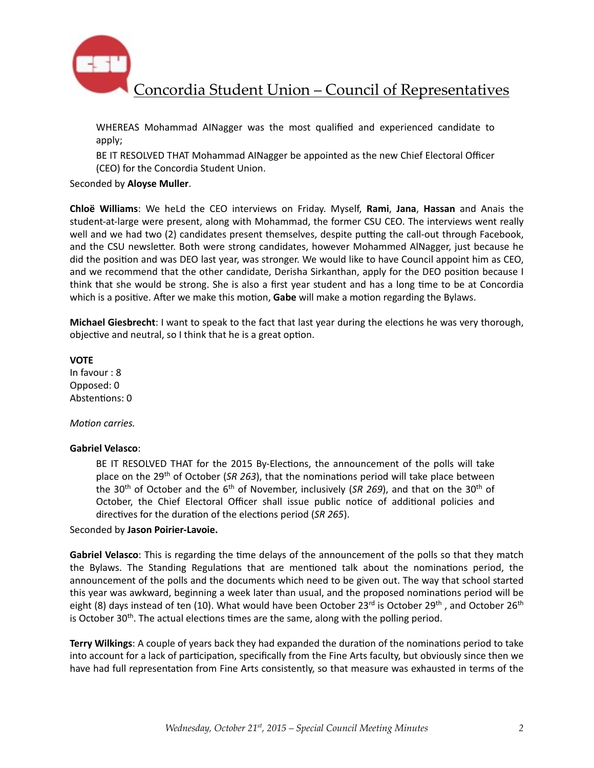WHEREAS Mohammad AlNagger was the most qualified and experienced candidate to apply;

BE IT RESOLVED THAT Mohammad AlNagger be appointed as the new Chief Electoral Officer (CEO) for the Concordia Student Union.

Seconded by **Aloyse Muller**.

**Chloë Williams**: We heLd the CEO interviews on Friday. Myself, **Rami**, **Jana**, **Hassan** and Anais the student-at-large were present, along with Mohammad, the former CSU CEO. The interviews went really well and we had two (2) candidates present themselves, despite putting the call-out through Facebook, and the CSU newsletter. Both were strong candidates, however Mohammed AlNagger, just because he did the position and was DEO last year, was stronger. We would like to have Council appoint him as CEO, and we recommend that the other candidate, Derisha Sirkanthan, apply for the DEO position because I think that she would be strong. She is also a first year student and has a long time to be at Concordia which is a positive. After we make this motion, **Gabe** will make a motion regarding the Bylaws.

**Michael Giesbrecht**: I want to speak to the fact that last year during the elections he was very thorough, objective and neutral, so I think that he is a great option.

**VOTE**
In favour : 8
Opposed: 0
Abstentions: 0

*Motion carries.*

**Gabriel Velasco**:

BE IT RESOLVED THAT for the 2015 By-Elections, the announcement of the polls will take place on the 29th of October (*SR 263*), that the nominations period will take place between the 30th of October and the 6th of November, inclusively (*SR 269*), and that on the 30th of October, the Chief Electoral Officer shall issue public notice of additional policies and directives for the duration of the elections period (*SR 265*).

Seconded by **Jason Poirier-Lavoie.**

**Gabriel Velasco**: This is regarding the time delays of the announcement of the polls so that they match the Bylaws. The Standing Regulations that are mentioned talk about the nominations period, the announcement of the polls and the documents which need to be given out. The way that school started this year was awkward, beginning a week later than usual, and the proposed nominations period will be eight (8) days instead of ten (10). What would have been October 23rd is October 29th , and October 26th is October 30th. The actual elections times are the same, along with the polling period.

**Terry Wilkings**: A couple of years back they had expanded the duration of the nominations period to take into account for a lack of participation, specifically from the Fine Arts faculty, but obviously since then we have had full representation from Fine Arts consistently, so that measure was exhausted in terms of the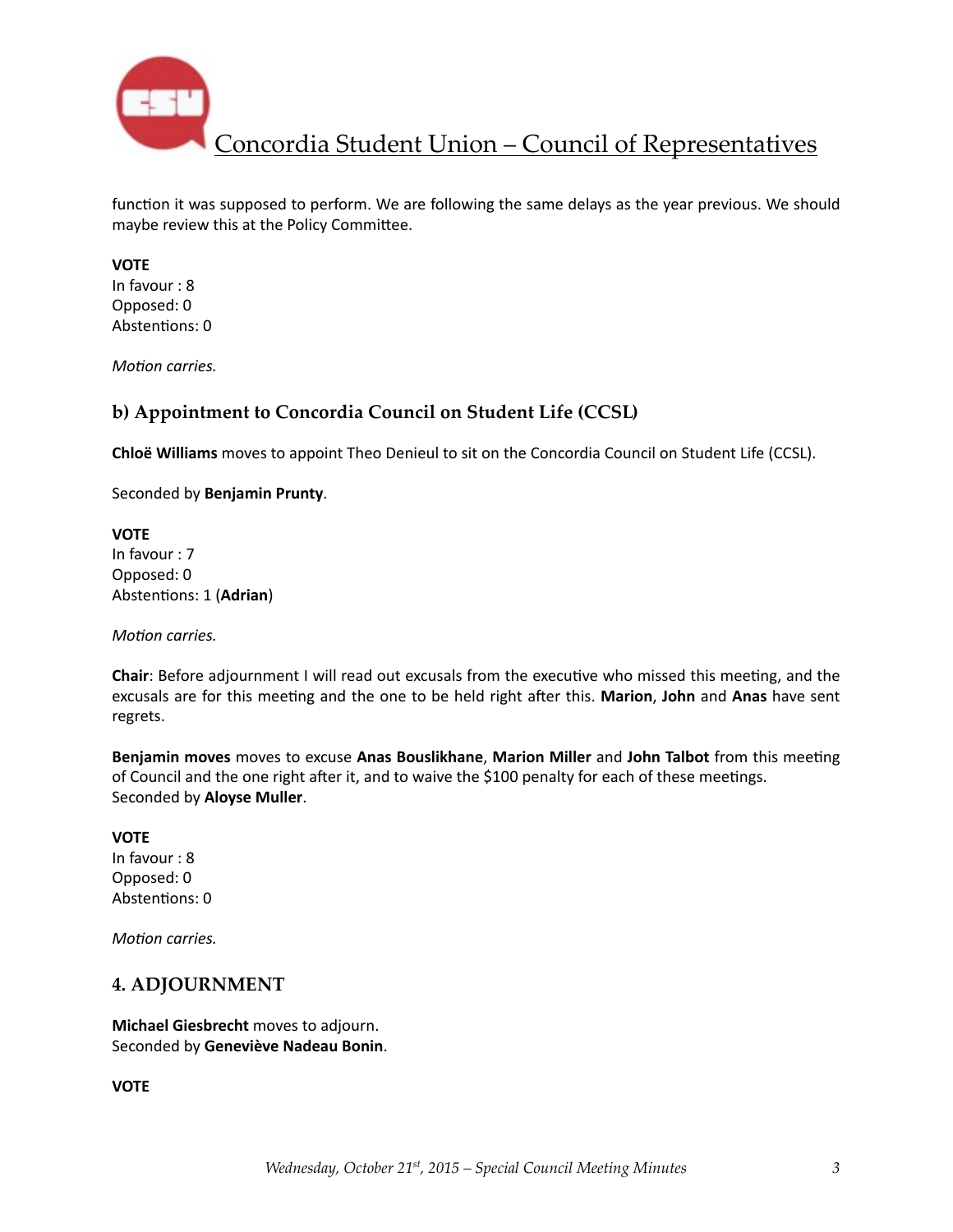function it was supposed to perform. We are following the same delays as the year previous. We should maybe review this at the Policy Committee.

**VOTE**
In favour : 8
Opposed: 0
Abstentions: 0

*Motion carries.*

### b) Appointment to Concordia Council on Student Life (CCSL)

**Chloë Williams** moves to appoint Theo Denieul to sit on the Concordia Council on Student Life (CCSL).

Seconded by **Benjamin Prunty**.

**VOTE**
In favour : 7
Opposed: 0
Abstentions: 1 (**Adrian**)

*Motion carries.*

**Chair**: Before adjournment I will read out excusals from the executive who missed this meeting, and the excusals are for this meeting and the one to be held right after this. **Marion**, **John** and **Anas** have sent regrets.

**Benjamin moves** moves to excuse **Anas Bouslikhane**, **Marion Miller** and **John Talbot** from this meeting of Council and the one right after it, and to waive the $100 penalty for each of these meetings.
Seconded by **Aloyse Muller**.

**VOTE**
In favour : 8
Opposed: 0
Abstentions: 0

*Motion carries.*

## 4. ADJOURNMENT

**Michael Giesbrecht** moves to adjourn.
Seconded by **Geneviève Nadeau Bonin**.

**VOTE**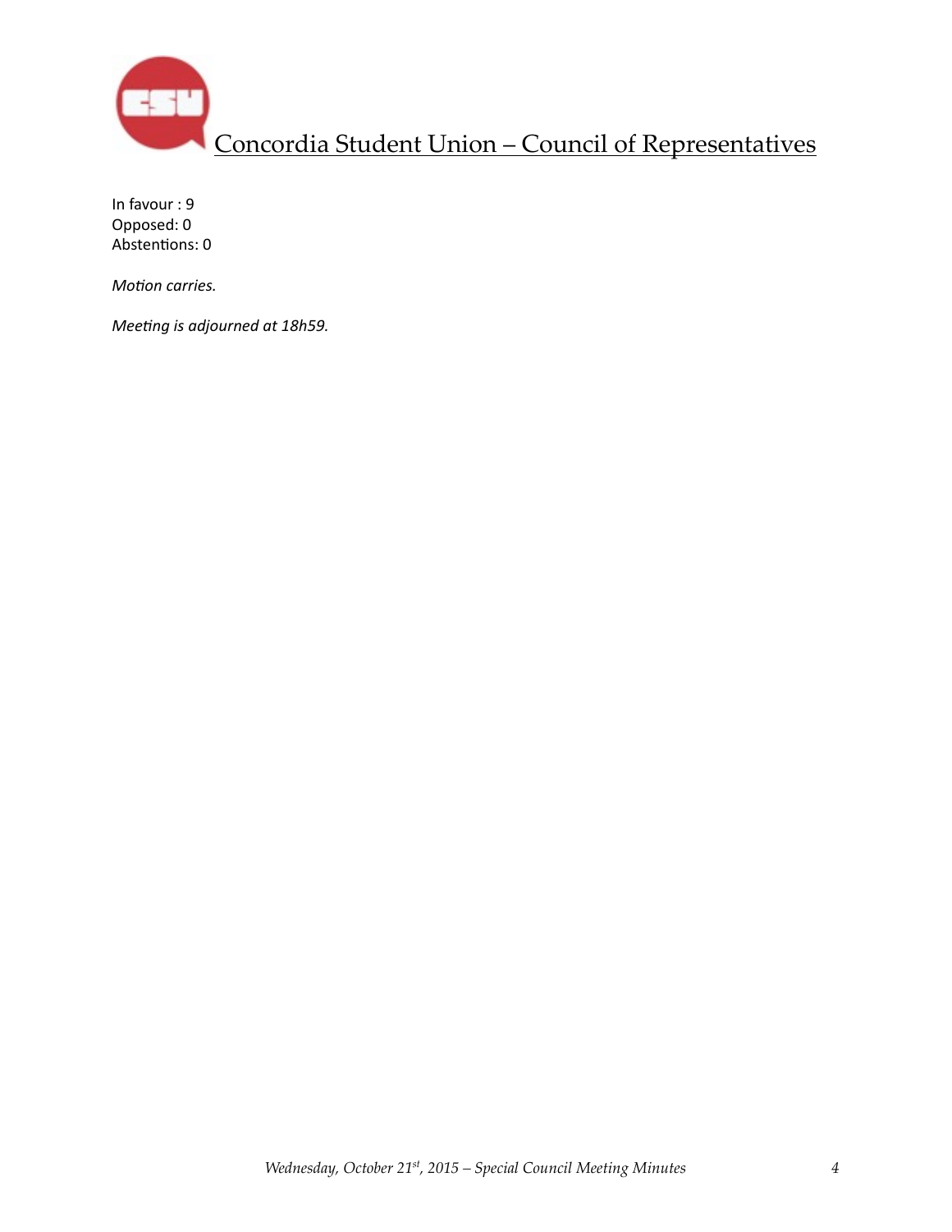In favour : 9
Opposed: 0
Abstentions: 0

*Motion carries.*

*Meeting is adjourned at 18h59.*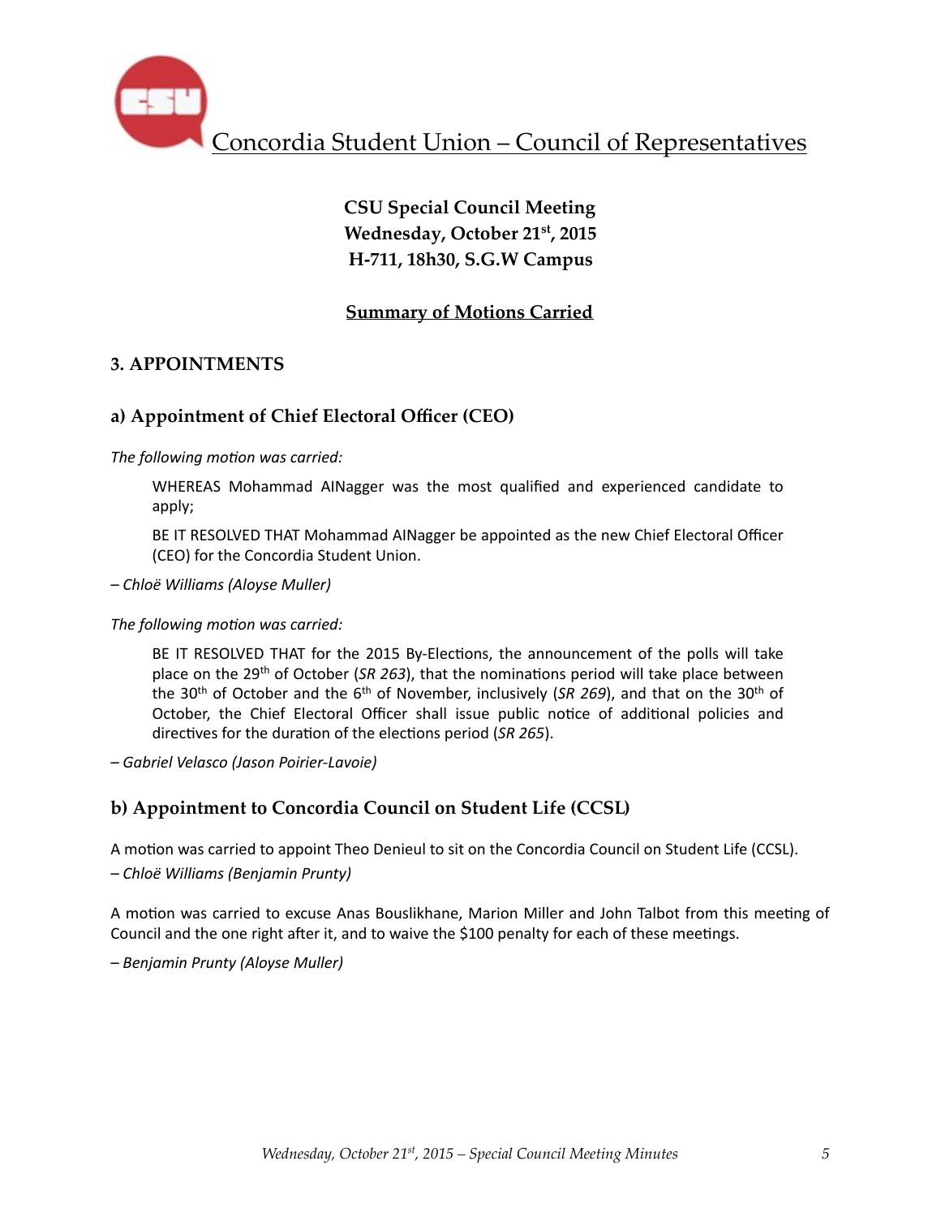Concordia Student Union – Council of Representatives

**CSU Special Council Meeting**
**Wednesday, October 21st, 2015**
**H-711, 18h30, S.G.W Campus**

**Summary of Motions Carried**

## 3. APPOINTMENTS

### a) Appointment of Chief Electoral Officer (CEO)

*The following motion was carried:*

> WHEREAS Mohammad AINagger was the most qualified and experienced candidate to apply;
>
> BE IT RESOLVED THAT Mohammad AINagger be appointed as the new Chief Electoral Officer (CEO) for the Concordia Student Union.

*– Chloë Williams (Aloyse Muller)*

*The following motion was carried:*

> BE IT RESOLVED THAT for the 2015 By-Elections, the announcement of the polls will take place on the 29th of October (*SR 263*), that the nominations period will take place between the 30th of October and the 6th of November, inclusively (*SR 269*), and that on the 30th of October, the Chief Electoral Officer shall issue public notice of additional policies and directives for the duration of the elections period (*SR 265*).

*– Gabriel Velasco (Jason Poirier-Lavoie)*

### b) Appointment to Concordia Council on Student Life (CCSL)

A motion was carried to appoint Theo Denieul to sit on the Concordia Council on Student Life (CCSL).

*– Chloë Williams (Benjamin Prunty)*

A motion was carried to excuse Anas Bouslikhane, Marion Miller and John Talbot from this meeting of Council and the one right after it, and to waive the $100 penalty for each of these meetings.

*– Benjamin Prunty (Aloyse Muller)*